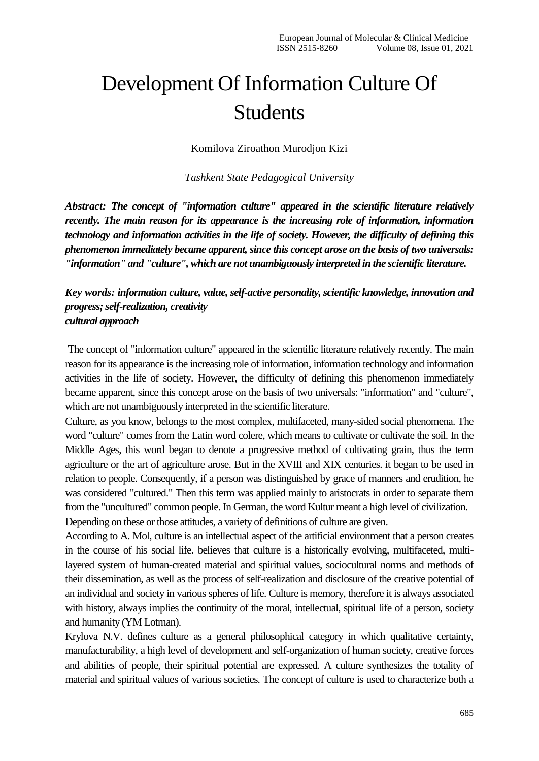# Development Of Information Culture Of Students

Komilova Ziroathon Murodjon Kizi

*Tashkent State Pedagogical University*

***Abstract: The concept of "information culture" appeared in the scientific literature relatively recently. The main reason for its appearance is the increasing role of information, information technology and information activities in the life of society. However, the difficulty of defining this phenomenon immediately became apparent, since this concept arose on the basis of two universals: "information" and "culture", which are not unambiguously interpreted in the scientific literature.***

***Key words: information culture, value, self-active personality, scientific knowledge, innovation and progress; self-realization, creativity cultural approach***

The concept of "information culture" appeared in the scientific literature relatively recently. The main reason for its appearance is the increasing role of information, information technology and information activities in the life of society. However, the difficulty of defining this phenomenon immediately became apparent, since this concept arose on the basis of two universals: "information" and "culture", which are not unambiguously interpreted in the scientific literature.

Culture, as you know, belongs to the most complex, multifaceted, many-sided social phenomena. The word "culture" comes from the Latin word colere, which means to cultivate or cultivate the soil. In the Middle Ages, this word began to denote a progressive method of cultivating grain, thus the term agriculture or the art of agriculture arose. But in the XVIII and XIX centuries. it began to be used in relation to people. Consequently, if a person was distinguished by grace of manners and erudition, he was considered "cultured." Then this term was applied mainly to aristocrats in order to separate them from the "uncultured" common people. In German, the word Kultur meant a high level of civilization.

Depending on these or those attitudes, a variety of definitions of culture are given.

According to A. Mol, culture is an intellectual aspect of the artificial environment that a person creates in the course of his social life. believes that culture is a historically evolving, multifaceted, multi-layered system of human-created material and spiritual values, sociocultural norms and methods of their dissemination, as well as the process of self-realization and disclosure of the creative potential of an individual and society in various spheres of life. Culture is memory, therefore it is always associated with history, always implies the continuity of the moral, intellectual, spiritual life of a person, society and humanity (YM Lotman).

Krylova N.V. defines culture as a general philosophical category in which qualitative certainty, manufacturability, a high level of development and self-organization of human society, creative forces and abilities of people, their spiritual potential are expressed. A culture synthesizes the totality of material and spiritual values of various societies. The concept of culture is used to characterize both a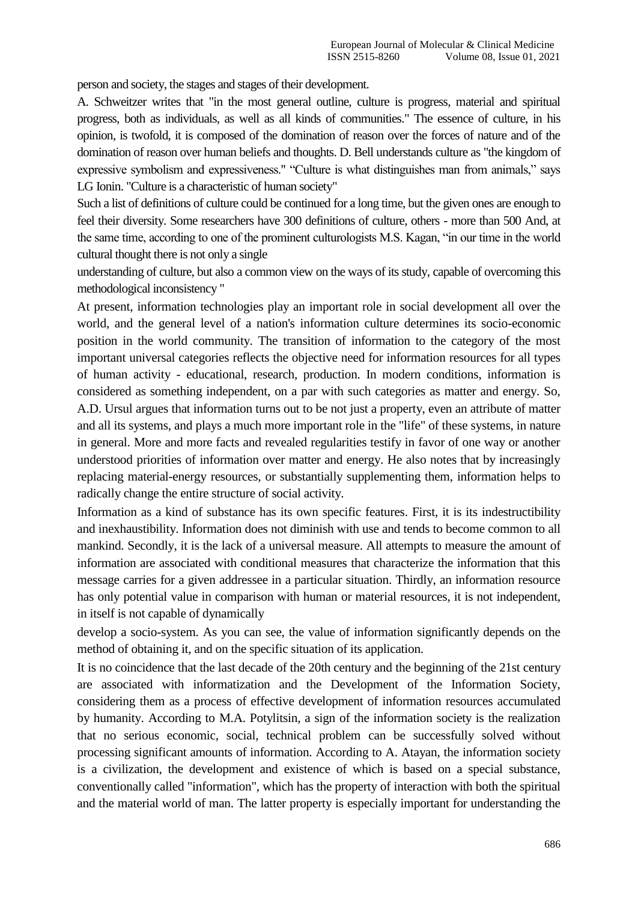person and society, the stages and stages of their development.

A. Schweitzer writes that "in the most general outline, culture is progress, material and spiritual progress, both as individuals, as well as all kinds of communities." The essence of culture, in his opinion, is twofold, it is composed of the domination of reason over the forces of nature and of the domination of reason over human beliefs and thoughts. D. Bell understands culture as "the kingdom of expressive symbolism and expressiveness." "Culture is what distinguishes man from animals," says LG Ionin. "Culture is a characteristic of human society"

Such a list of definitions of culture could be continued for a long time, but the given ones are enough to feel their diversity. Some researchers have 300 definitions of culture, others - more than 500 And, at the same time, according to one of the prominent culturologists M.S. Kagan, "in our time in the world cultural thought there is not only a single understanding of culture, but also a common view on the ways of its study, capable of overcoming this methodological inconsistency "

At present, information technologies play an important role in social development all over the world, and the general level of a nation's information culture determines its socio-economic position in the world community. The transition of information to the category of the most important universal categories reflects the objective need for information resources for all types of human activity - educational, research, production. In modern conditions, information is considered as something independent, on a par with such categories as matter and energy. So, A.D. Ursul argues that information turns out to be not just a property, even an attribute of matter and all its systems, and plays a much more important role in the "life" of these systems, in nature in general. More and more facts and revealed regularities testify in favor of one way or another understood priorities of information over matter and energy. He also notes that by increasingly replacing material-energy resources, or substantially supplementing them, information helps to radically change the entire structure of social activity.

Information as a kind of substance has its own specific features. First, it is its indestructibility and inexhaustibility. Information does not diminish with use and tends to become common to all mankind. Secondly, it is the lack of a universal measure. All attempts to measure the amount of information are associated with conditional measures that characterize the information that this message carries for a given addressee in a particular situation. Thirdly, an information resource has only potential value in comparison with human or material resources, it is not independent, in itself is not capable of dynamically develop a socio-system. As you can see, the value of information significantly depends on the method of obtaining it, and on the specific situation of its application.

It is no coincidence that the last decade of the 20th century and the beginning of the 21st century are associated with informatization and the Development of the Information Society, considering them as a process of effective development of information resources accumulated by humanity. According to M.A. Potylitsin, a sign of the information society is the realization that no serious economic, social, technical problem can be successfully solved without processing significant amounts of information. According to A. Atayan, the information society is a civilization, the development and existence of which is based on a special substance, conventionally called "information", which has the property of interaction with both the spiritual and the material world of man. The latter property is especially important for understanding the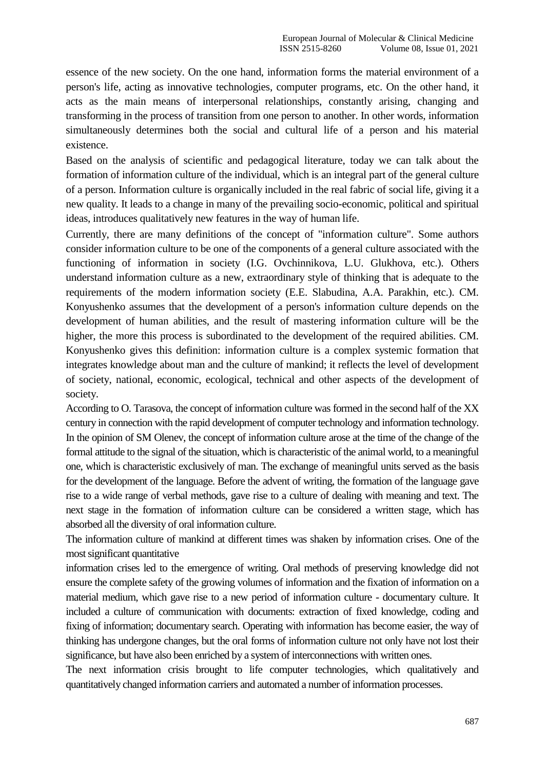essence of the new society. On the one hand, information forms the material environment of a person's life, acting as innovative technologies, computer programs, etc. On the other hand, it acts as the main means of interpersonal relationships, constantly arising, changing and transforming in the process of transition from one person to another. In other words, information simultaneously determines both the social and cultural life of a person and his material existence.

Based on the analysis of scientific and pedagogical literature, today we can talk about the formation of information culture of the individual, which is an integral part of the general culture of a person. Information culture is organically included in the real fabric of social life, giving it a new quality. It leads to a change in many of the prevailing socio-economic, political and spiritual ideas, introduces qualitatively new features in the way of human life.

Currently, there are many definitions of the concept of "information culture". Some authors consider information culture to be one of the components of a general culture associated with the functioning of information in society (I.G. Ovchinnikova, L.U. Glukhova, etc.). Others understand information culture as a new, extraordinary style of thinking that is adequate to the requirements of the modern information society (E.E. Slabudina, A.A. Parakhin, etc.). CM. Konyushenko assumes that the development of a person's information culture depends on the development of human abilities, and the result of mastering information culture will be the higher, the more this process is subordinated to the development of the required abilities. CM. Konyushenko gives this definition: information culture is a complex systemic formation that integrates knowledge about man and the culture of mankind; it reflects the level of development of society, national, economic, ecological, technical and other aspects of the development of society.

According to O. Tarasova, the concept of information culture was formed in the second half of the XX century in connection with the rapid development of computer technology and information technology. In the opinion of SM Olenev, the concept of information culture arose at the time of the change of the formal attitude to the signal of the situation, which is characteristic of the animal world, to a meaningful one, which is characteristic exclusively of man. The exchange of meaningful units served as the basis for the development of the language. Before the advent of writing, the formation of the language gave rise to a wide range of verbal methods, gave rise to a culture of dealing with meaning and text. The next stage in the formation of information culture can be considered a written stage, which has absorbed all the diversity of oral information culture.

The information culture of mankind at different times was shaken by information crises. One of the most significant quantitative information crises led to the emergence of writing. Oral methods of preserving knowledge did not ensure the complete safety of the growing volumes of information and the fixation of information on a material medium, which gave rise to a new period of information culture - documentary culture. It included a culture of communication with documents: extraction of fixed knowledge, coding and fixing of information; documentary search. Operating with information has become easier, the way of thinking has undergone changes, but the oral forms of information culture not only have not lost their significance, but have also been enriched by a system of interconnections with written ones.

The next information crisis brought to life computer technologies, which qualitatively and quantitatively changed information carriers and automated a number of information processes.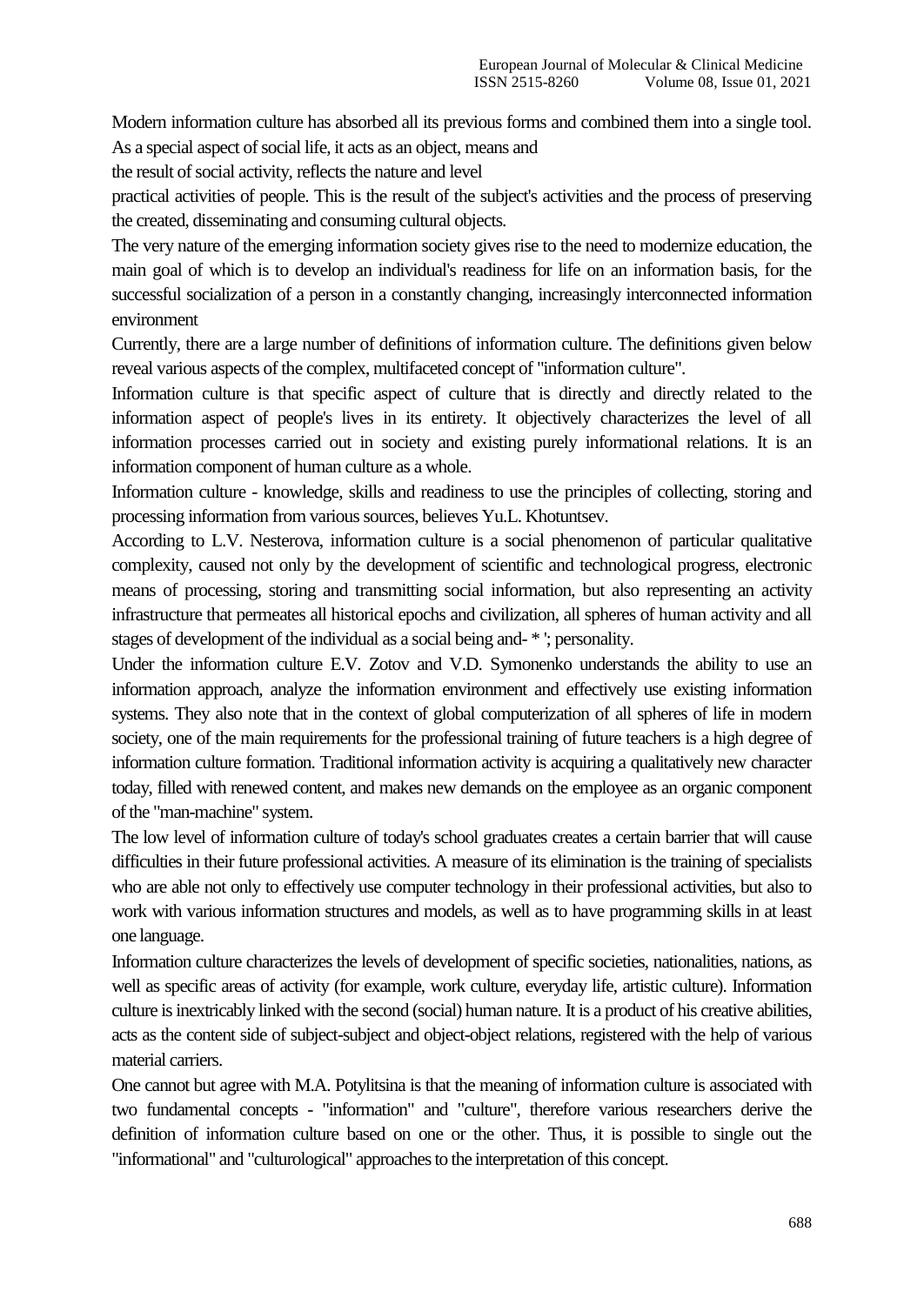Modern information culture has absorbed all its previous forms and combined them into a single tool. As a special aspect of social life, it acts as an object, means and the result of social activity, reflects the nature and level practical activities of people. This is the result of the subject's activities and the process of preserving the created, disseminating and consuming cultural objects.

The very nature of the emerging information society gives rise to the need to modernize education, the main goal of which is to develop an individual's readiness for life on an information basis, for the successful socialization of a person in a constantly changing, increasingly interconnected information environment

Currently, there are a large number of definitions of information culture. The definitions given below reveal various aspects of the complex, multifaceted concept of "information culture".

Information culture is that specific aspect of culture that is directly and directly related to the information aspect of people's lives in its entirety. It objectively characterizes the level of all information processes carried out in society and existing purely informational relations. It is an information component of human culture as a whole.

Information culture - knowledge, skills and readiness to use the principles of collecting, storing and processing information from various sources, believes Yu.L. Khotuntsev.

According to L.V. Nesterova, information culture is a social phenomenon of particular qualitative complexity, caused not only by the development of scientific and technological progress, electronic means of processing, storing and transmitting social information, but also representing an activity infrastructure that permeates all historical epochs and civilization, all spheres of human activity and all stages of development of the individual as a social being and- * '; personality.

Under the information culture E.V. Zotov and V.D. Symonenko understands the ability to use an information approach, analyze the information environment and effectively use existing information systems. They also note that in the context of global computerization of all spheres of life in modern society, one of the main requirements for the professional training of future teachers is a high degree of information culture formation. Traditional information activity is acquiring a qualitatively new character today, filled with renewed content, and makes new demands on the employee as an organic component of the "man-machine" system.

The low level of information culture of today's school graduates creates a certain barrier that will cause difficulties in their future professional activities. A measure of its elimination is the training of specialists who are able not only to effectively use computer technology in their professional activities, but also to work with various information structures and models, as well as to have programming skills in at least one language.

Information culture characterizes the levels of development of specific societies, nationalities, nations, as well as specific areas of activity (for example, work culture, everyday life, artistic culture). Information culture is inextricably linked with the second (social) human nature. It is a product of his creative abilities, acts as the content side of subject-subject and object-object relations, registered with the help of various material carriers.

One cannot but agree with M.A. Potylitsina is that the meaning of information culture is associated with two fundamental concepts - "information" and "culture", therefore various researchers derive the definition of information culture based on one or the other. Thus, it is possible to single out the "informational" and "culturological" approaches to the interpretation of this concept.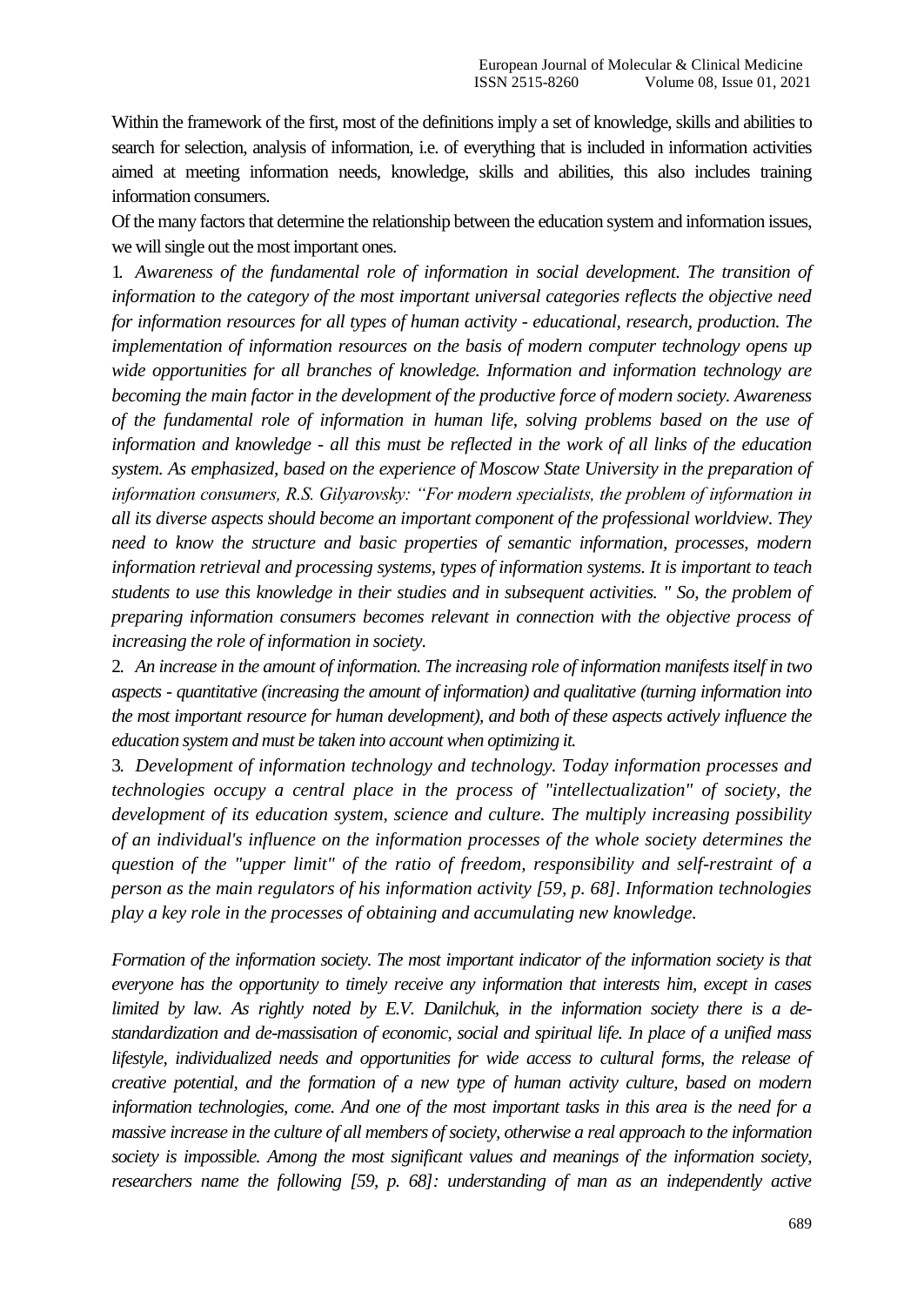Within the framework of the first, most of the definitions imply a set of knowledge, skills and abilities to search for selection, analysis of information, i.e. of everything that is included in information activities aimed at meeting information needs, knowledge, skills and abilities, this also includes training information consumers.

Of the many factors that determine the relationship between the education system and information issues, we will single out the most important ones.

1. *Awareness of the fundamental role of information in social development. The transition of information to the category of the most important universal categories reflects the objective need for information resources for all types of human activity - educational, research, production. The implementation of information resources on the basis of modern computer technology opens up wide opportunities for all branches of knowledge. Information and information technology are becoming the main factor in the development of the productive force of modern society. Awareness of the fundamental role of information in human life, solving problems based on the use of information and knowledge - all this must be reflected in the work of all links of the education system. As emphasized, based on the experience of Moscow State University in the preparation of information consumers, R.S. Gilyarovsky: "For modern specialists, the problem of information in all its diverse aspects should become an important component of the professional worldview. They need to know the structure and basic properties of semantic information, processes, modern information retrieval and processing systems, types of information systems. It is important to teach students to use this knowledge in their studies and in subsequent activities. " So, the problem of preparing information consumers becomes relevant in connection with the objective process of increasing the role of information in society.*

2. *An increase in the amount of information. The increasing role of information manifests itself in two aspects - quantitative (increasing the amount of information) and qualitative (turning information into the most important resource for human development), and both of these aspects actively influence the education system and must be taken into account when optimizing it.*

3. *Development of information technology and technology. Today information processes and technologies occupy a central place in the process of "intellectualization" of society, the development of its education system, science and culture. The multiply increasing possibility of an individual's influence on the information processes of the whole society determines the question of the "upper limit" of the ratio of freedom, responsibility and self-restraint of a person as the main regulators of his information activity [59, p. 68]. Information technologies play a key role in the processes of obtaining and accumulating new knowledge.*

*Formation of the information society. The most important indicator of the information society is that everyone has the opportunity to timely receive any information that interests him, except in cases limited by law. As rightly noted by E.V. Danilchuk, in the information society there is a de-standardization and de-massisation of economic, social and spiritual life. In place of a unified mass lifestyle, individualized needs and opportunities for wide access to cultural forms, the release of creative potential, and the formation of a new type of human activity culture, based on modern information technologies, come. And one of the most important tasks in this area is the need for a massive increase in the culture of all members of society, otherwise a real approach to the information society is impossible. Among the most significant values and meanings of the information society, researchers name the following [59, p. 68]: understanding of man as an independently active*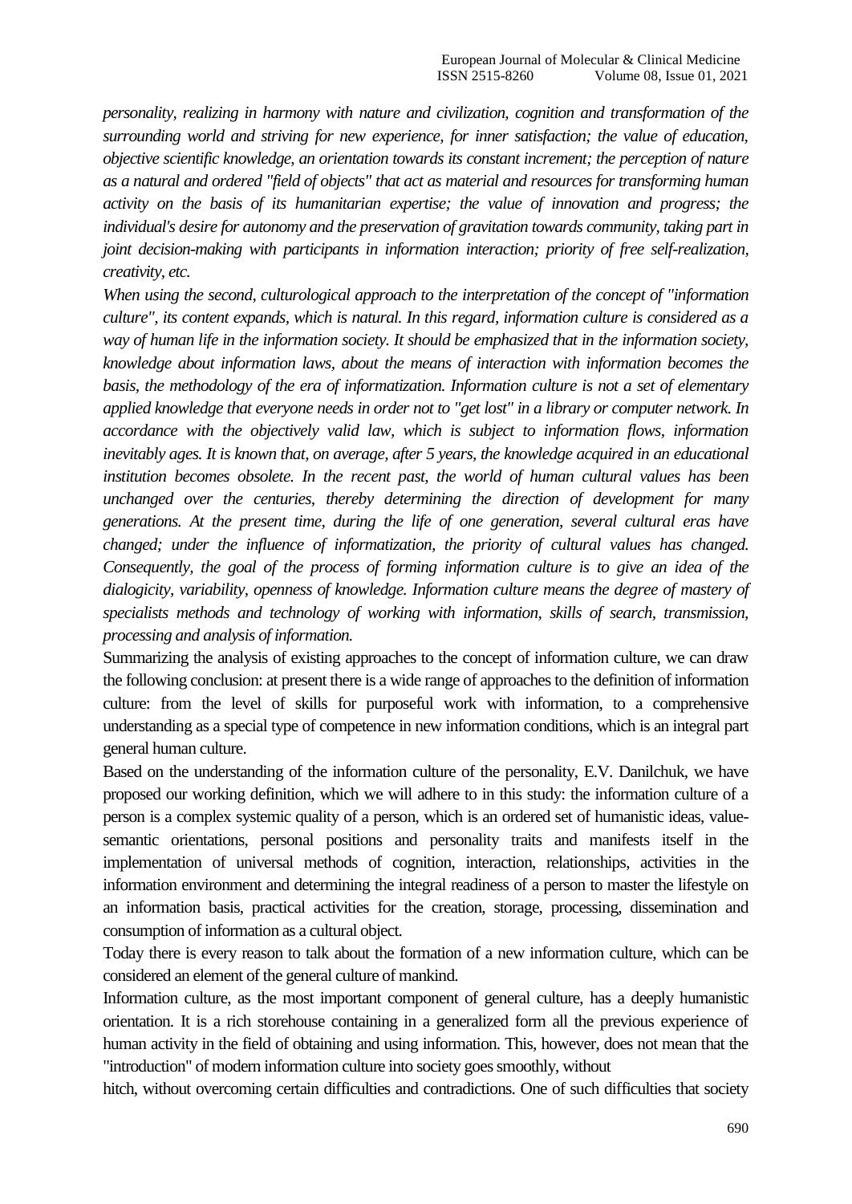*personality, realizing in harmony with nature and civilization, cognition and transformation of the surrounding world and striving for new experience, for inner satisfaction; the value of education, objective scientific knowledge, an orientation towards its constant increment; the perception of nature as a natural and ordered "field of objects" that act as material and resources for transforming human activity on the basis of its humanitarian expertise; the value of innovation and progress; the individual's desire for autonomy and the preservation of gravitation towards community, taking part in joint decision-making with participants in information interaction; priority of free self-realization, creativity, etc.*

*When using the second, culturological approach to the interpretation of the concept of "information culture", its content expands, which is natural. In this regard, information culture is considered as a way of human life in the information society. It should be emphasized that in the information society, knowledge about information laws, about the means of interaction with information becomes the basis, the methodology of the era of informatization. Information culture is not a set of elementary applied knowledge that everyone needs in order not to "get lost" in a library or computer network. In accordance with the objectively valid law, which is subject to information flows, information inevitably ages. It is known that, on average, after 5 years, the knowledge acquired in an educational institution becomes obsolete. In the recent past, the world of human cultural values has been unchanged over the centuries, thereby determining the direction of development for many generations. At the present time, during the life of one generation, several cultural eras have changed; under the influence of informatization, the priority of cultural values has changed. Consequently, the goal of the process of forming information culture is to give an idea of the dialogicity, variability, openness of knowledge. Information culture means the degree of mastery of specialists methods and technology of working with information, skills of search, transmission, processing and analysis of information.*

Summarizing the analysis of existing approaches to the concept of information culture, we can draw the following conclusion: at present there is a wide range of approaches to the definition of information culture: from the level of skills for purposeful work with information, to a comprehensive understanding as a special type of competence in new information conditions, which is an integral part general human culture.

Based on the understanding of the information culture of the personality, E.V. Danilchuk, we have proposed our working definition, which we will adhere to in this study: the information culture of a person is a complex systemic quality of a person, which is an ordered set of humanistic ideas, value-semantic orientations, personal positions and personality traits and manifests itself in the implementation of universal methods of cognition, interaction, relationships, activities in the information environment and determining the integral readiness of a person to master the lifestyle on an information basis, practical activities for the creation, storage, processing, dissemination and consumption of information as a cultural object.

Today there is every reason to talk about the formation of a new information culture, which can be considered an element of the general culture of mankind.

Information culture, as the most important component of general culture, has a deeply humanistic orientation. It is a rich storehouse containing in a generalized form all the previous experience of human activity in the field of obtaining and using information. This, however, does not mean that the "introduction" of modern information culture into society goes smoothly, without hitch, without overcoming certain difficulties and contradictions. One of such difficulties that society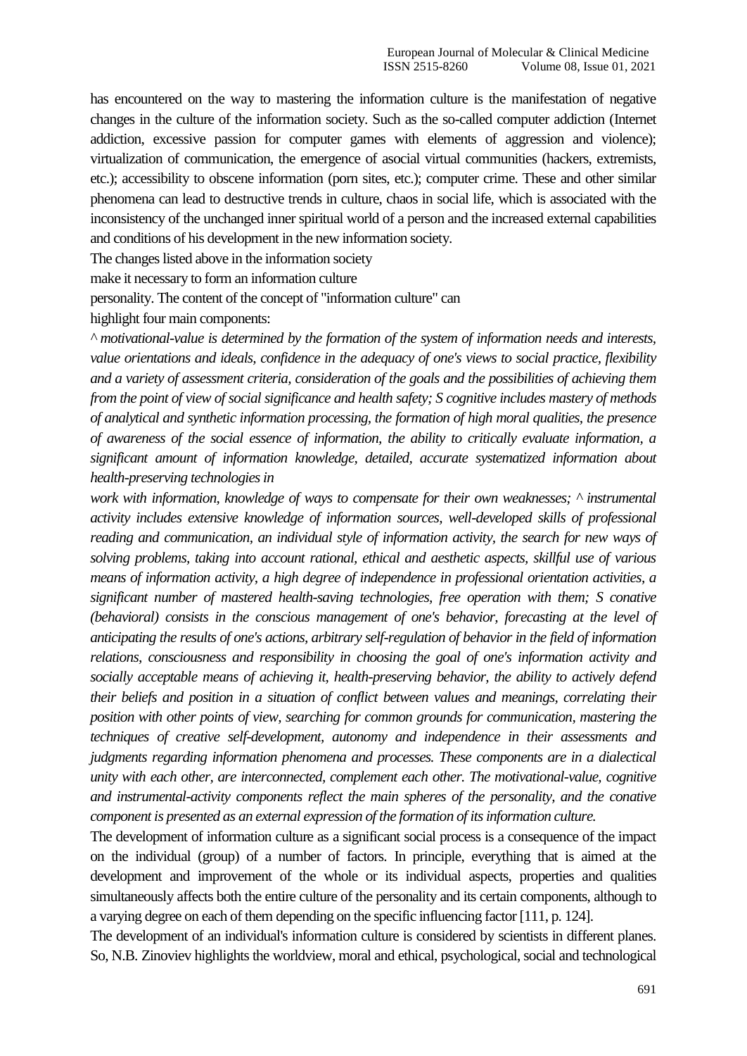has encountered on the way to mastering the information culture is the manifestation of negative changes in the culture of the information society. Such as the so-called computer addiction (Internet addiction, excessive passion for computer games with elements of aggression and violence); virtualization of communication, the emergence of asocial virtual communities (hackers, extremists, etc.); accessibility to obscene information (porn sites, etc.); computer crime. These and other similar phenomena can lead to destructive trends in culture, chaos in social life, which is associated with the inconsistency of the unchanged inner spiritual world of a person and the increased external capabilities and conditions of his development in the new information society.

The changes listed above in the information society
make it necessary to form an information culture
personality. The content of the concept of "information culture" can
highlight four main components:

^ *motivational-value is determined by the formation of the system of information needs and interests, value orientations and ideals, confidence in the adequacy of one's views to social practice, flexibility and a variety of assessment criteria, consideration of the goals and the possibilities of achieving them from the point of view of social significance and health safety; S cognitive includes mastery of methods of analytical and synthetic information processing, the formation of high moral qualities, the presence of awareness of the social essence of information, the ability to critically evaluate information, a significant amount of information knowledge, detailed, accurate systematized information about health-preserving technologies in*

*work with information, knowledge of ways to compensate for their own weaknesses; ^ instrumental activity includes extensive knowledge of information sources, well-developed skills of professional reading and communication, an individual style of information activity, the search for new ways of solving problems, taking into account rational, ethical and aesthetic aspects, skillful use of various means of information activity, a high degree of independence in professional orientation activities, a significant number of mastered health-saving technologies, free operation with them; S conative (behavioral) consists in the conscious management of one's behavior, forecasting at the level of anticipating the results of one's actions, arbitrary self-regulation of behavior in the field of information relations, consciousness and responsibility in choosing the goal of one's information activity and socially acceptable means of achieving it, health-preserving behavior, the ability to actively defend their beliefs and position in a situation of conflict between values and meanings, correlating their position with other points of view, searching for common grounds for communication, mastering the techniques of creative self-development, autonomy and independence in their assessments and judgments regarding information phenomena and processes. These components are in a dialectical unity with each other, are interconnected, complement each other. The motivational-value, cognitive and instrumental-activity components reflect the main spheres of the personality, and the conative component is presented as an external expression of the formation of its information culture.*

The development of information culture as a significant social process is a consequence of the impact on the individual (group) of a number of factors. In principle, everything that is aimed at the development and improvement of the whole or its individual aspects, properties and qualities simultaneously affects both the entire culture of the personality and its certain components, although to a varying degree on each of them depending on the specific influencing factor [111, p. 124].

The development of an individual's information culture is considered by scientists in different planes. So, N.B. Zinoviev highlights the worldview, moral and ethical, psychological, social and technological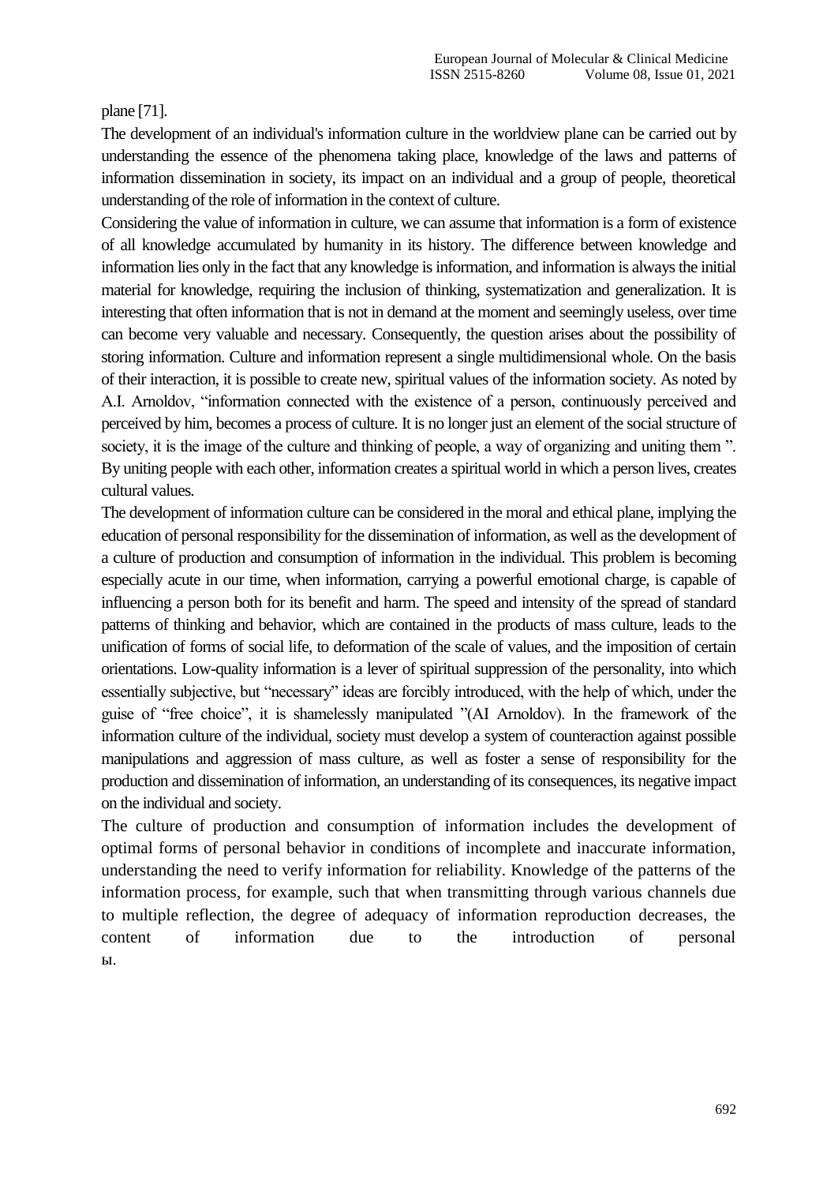plane [71].

The development of an individual's information culture in the worldview plane can be carried out by understanding the essence of the phenomena taking place, knowledge of the laws and patterns of information dissemination in society, its impact on an individual and a group of people, theoretical understanding of the role of information in the context of culture.

Considering the value of information in culture, we can assume that information is a form of existence of all knowledge accumulated by humanity in its history. The difference between knowledge and information lies only in the fact that any knowledge is information, and information is always the initial material for knowledge, requiring the inclusion of thinking, systematization and generalization. It is interesting that often information that is not in demand at the moment and seemingly useless, over time can become very valuable and necessary. Consequently, the question arises about the possibility of storing information. Culture and information represent a single multidimensional whole. On the basis of their interaction, it is possible to create new, spiritual values of the information society. As noted by A.I. Arnoldov, "information connected with the existence of a person, continuously perceived and perceived by him, becomes a process of culture. It is no longer just an element of the social structure of society, it is the image of the culture and thinking of people, a way of organizing and uniting them ". By uniting people with each other, information creates a spiritual world in which a person lives, creates cultural values.

The development of information culture can be considered in the moral and ethical plane, implying the education of personal responsibility for the dissemination of information, as well as the development of a culture of production and consumption of information in the individual. This problem is becoming especially acute in our time, when information, carrying a powerful emotional charge, is capable of influencing a person both for its benefit and harm. The speed and intensity of the spread of standard patterns of thinking and behavior, which are contained in the products of mass culture, leads to the unification of forms of social life, to deformation of the scale of values, and the imposition of certain orientations. Low-quality information is a lever of spiritual suppression of the personality, into which essentially subjective, but "necessary" ideas are forcibly introduced, with the help of which, under the guise of "free choice", it is shamelessly manipulated "(AI Arnoldov). In the framework of the information culture of the individual, society must develop a system of counteraction against possible manipulations and aggression of mass culture, as well as foster a sense of responsibility for the production and dissemination of information, an understanding of its consequences, its negative impact on the individual and society.

The culture of production and consumption of information includes the development of optimal forms of personal behavior in conditions of incomplete and inaccurate information, understanding the need to verify information for reliability. Knowledge of the patterns of the information process, for example, such that when transmitting through various channels due to multiple reflection, the degree of adequacy of information reproduction decreases, the content of information due to the introduction of personal ы.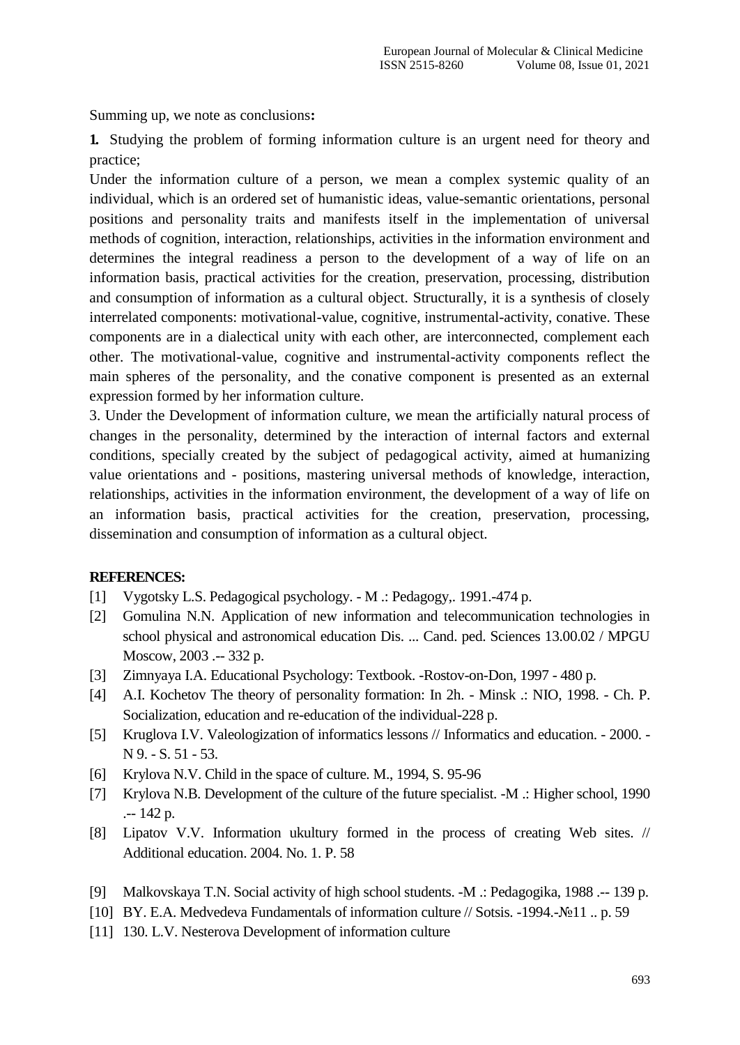Summing up, we note as conclusions**:**

**1.** Studying the problem of forming information culture is an urgent need for theory and practice;

Under the information culture of a person, we mean a complex systemic quality of an individual, which is an ordered set of humanistic ideas, value-semantic orientations, personal positions and personality traits and manifests itself in the implementation of universal methods of cognition, interaction, relationships, activities in the information environment and determines the integral readiness a person to the development of a way of life on an information basis, practical activities for the creation, preservation, processing, distribution and consumption of information as a cultural object. Structurally, it is a synthesis of closely interrelated components: motivational-value, cognitive, instrumental-activity, conative. These components are in a dialectical unity with each other, are interconnected, complement each other. The motivational-value, cognitive and instrumental-activity components reflect the main spheres of the personality, and the conative component is presented as an external expression formed by her information culture.

3. Under the Development of information culture, we mean the artificially natural process of changes in the personality, determined by the interaction of internal factors and external conditions, specially created by the subject of pedagogical activity, aimed at humanizing value orientations and - positions, mastering universal methods of knowledge, interaction, relationships, activities in the information environment, the development of a way of life on an information basis, practical activities for the creation, preservation, processing, dissemination and consumption of information as a cultural object.

## REFERENCES:

[1] Vygotsky L.S. Pedagogical psychology. - M .: Pedagogy,. 1991.-474 p.

[2] Gomulina N.N. Application of new information and telecommunication technologies in school physical and astronomical education Dis. ... Cand. ped. Sciences 13.00.02 / MPGU Moscow, 2003 .-- 332 p.

[3] Zimnyaya I.A. Educational Psychology: Textbook. -Rostov-on-Don, 1997 - 480 p.

[4] A.I. Kochetov The theory of personality formation: In 2h. - Minsk .: NIO, 1998. - Ch. P. Socialization, education and re-education of the individual-228 p.

[5] Kruglova I.V. Valeologization of informatics lessons // Informatics and education. - 2000. - N 9. - S. 51 - 53.

[6] Krylova N.V. Child in the space of culture. M., 1994, S. 95-96

[7] Krylova N.B. Development of the culture of the future specialist. -M .: Higher school, 1990 .-- 142 p.

[8] Lipatov V.V. Information ukultury formed in the process of creating Web sites. // Additional education. 2004. No. 1. P. 58

[9] Malkovskaya T.N. Social activity of high school students. -M .: Pedagogika, 1988 .-- 139 p.

[10] BY. E.A. Medvedeva Fundamentals of information culture // Sotsis. -1994.-№11 .. p. 59

[11] 130. L.V. Nesterova Development of information culture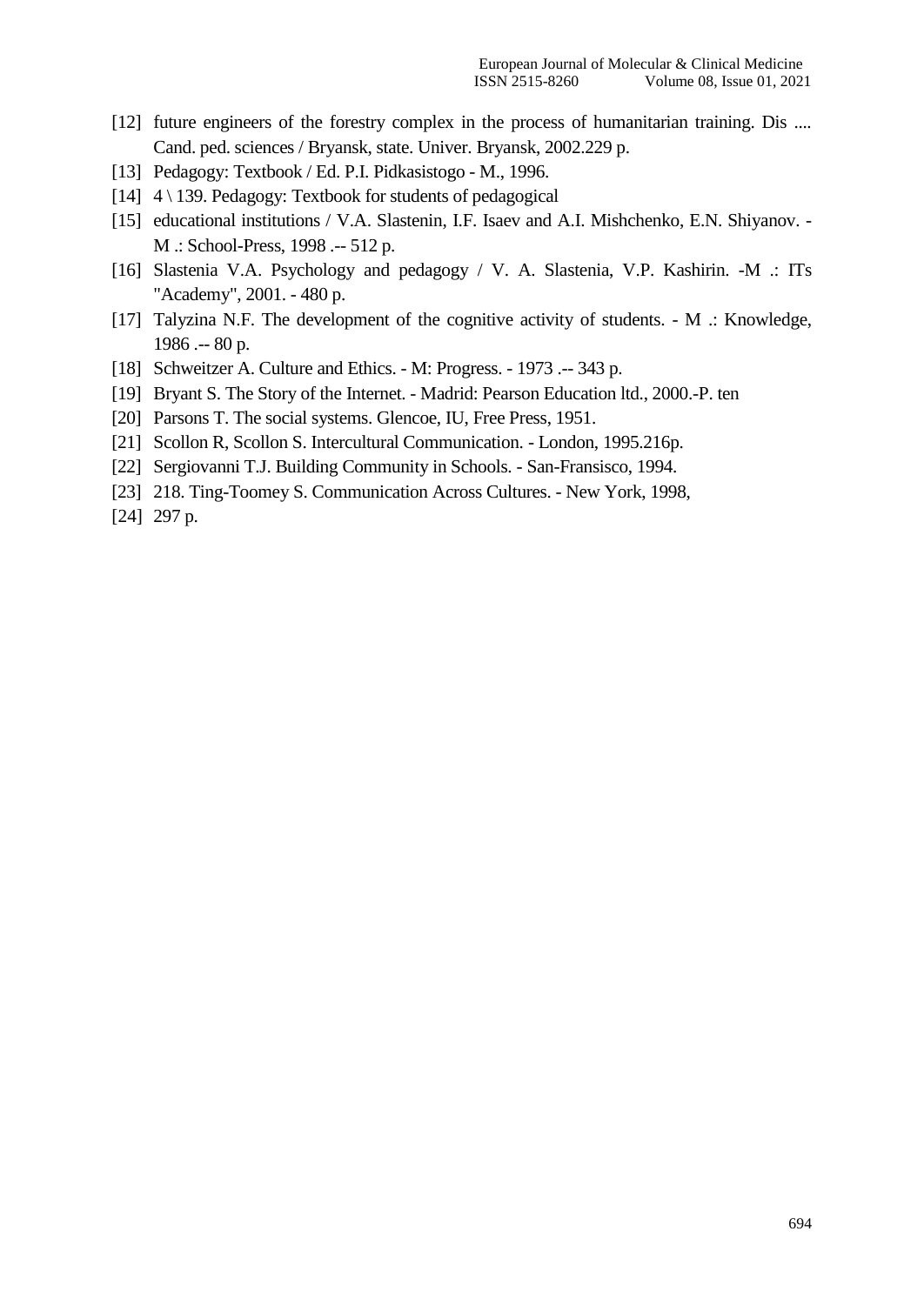[12] future engineers of the forestry complex in the process of humanitarian training. Dis .... Cand. ped. sciences / Bryansk, state. Univer. Bryansk, 2002.229 p.

[13] Pedagogy: Textbook / Ed. P.I. Pidkasistogo - M., 1996.

[14] 4 \ 139. Pedagogy: Textbook for students of pedagogical

[15] educational institutions / V.A. Slastenin, I.F. Isaev and A.I. Mishchenko, E.N. Shiyanov. - M .: School-Press, 1998 .-- 512 p.

[16] Slastenia V.A. Psychology and pedagogy / V. A. Slastenia, V.P. Kashirin. -M .: ITs "Academy", 2001. - 480 p.

[17] Talyzina N.F. The development of the cognitive activity of students. - M .: Knowledge, 1986 .-- 80 p.

[18] Schweitzer A. Culture and Ethics. - M: Progress. - 1973 .-- 343 p.

[19] Bryant S. The Story of the Internet. - Madrid: Pearson Education ltd., 2000.-P. ten

[20] Parsons T. The social systems. Glencoe, IU, Free Press, 1951.

[21] Scollon R, Scollon S. Intercultural Communication. - London, 1995.216p.

[22] Sergiovanni T.J. Building Community in Schools. - San-Fransisco, 1994.

[23] 218. Ting-Toomey S. Communication Across Cultures. - New York, 1998,

[24] 297 p.